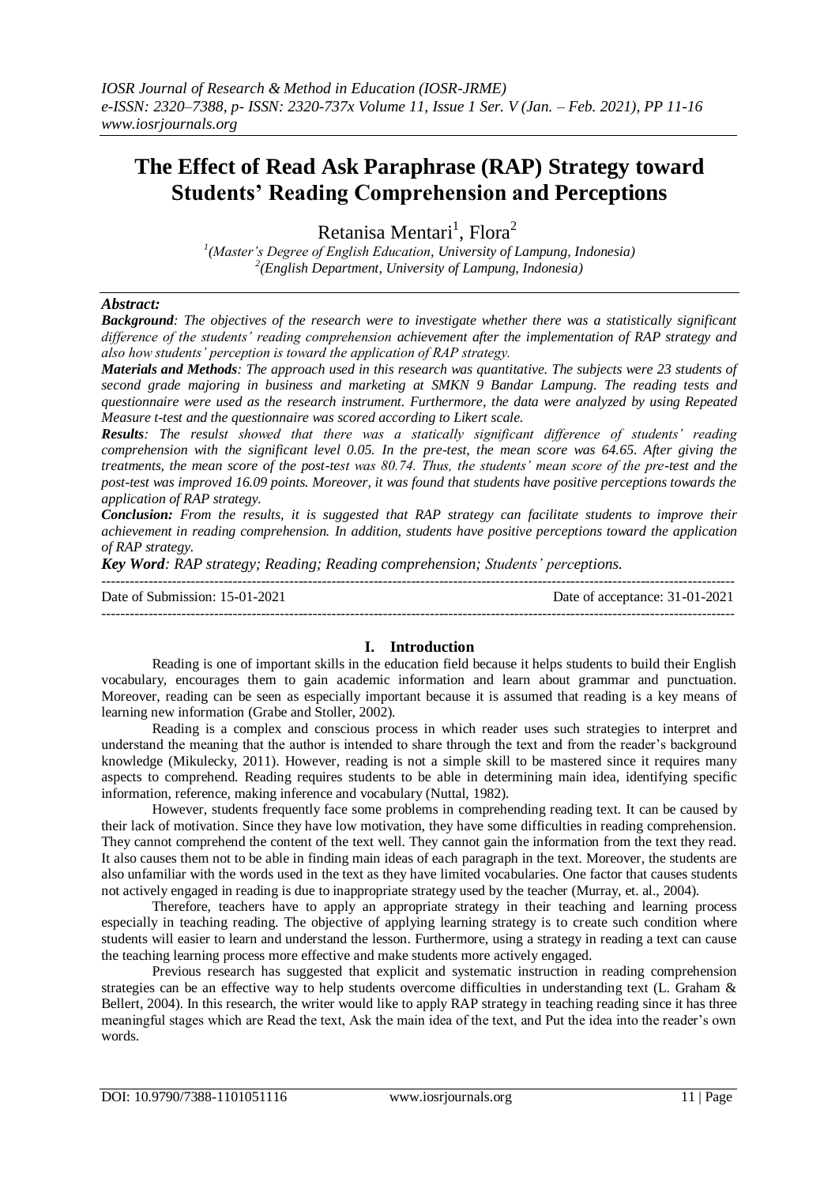# The Effect of Read Ask Paraphrase (RAP) Strategy toward Students' Reading Comprehension and Perceptions

Retanisa Mentari[1], Flora[2]

[1](Master's Degree of English Education, University of Lampung, Indonesia)
[2](English Department, University of Lampung, Indonesia)

***Abstract:***

***Background****: The objectives of the research were to investigate whether there was a statistically significant difference of the students' reading comprehension achievement after the implementation of RAP strategy and also how students' perception is toward the application of RAP strategy.*

***Materials and Methods****: The approach used in this research was quantitative. The subjects were 23 students of second grade majoring in business and marketing at SMKN 9 Bandar Lampung. The reading tests and questionnaire were used as the research instrument. Furthermore, the data were analyzed by using Repeated Measure t-test and the questionnaire was scored according to Likert scale.*

***Results****: The resulst showed that there was a statically significant difference of students' reading comprehension with the significant level 0.05. In the pre-test, the mean score was 64.65. After giving the treatments, the mean score of the post-test was 80.74. Thus, the students' mean score of the pre-test and the post-test was improved 16.09 points. Moreover, it was found that students have positive perceptions towards the application of RAP strategy.*

***Conclusion:*** *From the results, it is suggested that RAP strategy can facilitate students to improve their achievement in reading comprehension. In addition, students have positive perceptions toward the application of RAP strategy.*

***Key Word****: RAP strategy; Reading; Reading comprehension; Students' perceptions.*

---

Date of Submission: 15-01-2021 | Date of acceptance: 31-01-2021

---

## I. Introduction

Reading is one of important skills in the education field because it helps students to build their English vocabulary, encourages them to gain academic information and learn about grammar and punctuation. Moreover, reading can be seen as especially important because it is assumed that reading is a key means of learning new information (Grabe and Stoller, 2002).

Reading is a complex and conscious process in which reader uses such strategies to interpret and understand the meaning that the author is intended to share through the text and from the reader's background knowledge (Mikulecky, 2011). However, reading is not a simple skill to be mastered since it requires many aspects to comprehend. Reading requires students to be able in determining main idea, identifying specific information, reference, making inference and vocabulary (Nuttal, 1982).

However, students frequently face some problems in comprehending reading text. It can be caused by their lack of motivation. Since they have low motivation, they have some difficulties in reading comprehension. They cannot comprehend the content of the text well. They cannot gain the information from the text they read. It also causes them not to be able in finding main ideas of each paragraph in the text. Moreover, the students are also unfamiliar with the words used in the text as they have limited vocabularies. One factor that causes students not actively engaged in reading is due to inappropriate strategy used by the teacher (Murray, et. al., 2004).

Therefore, teachers have to apply an appropriate strategy in their teaching and learning process especially in teaching reading. The objective of applying learning strategy is to create such condition where students will easier to learn and understand the lesson. Furthermore, using a strategy in reading a text can cause the teaching learning process more effective and make students more actively engaged.

Previous research has suggested that explicit and systematic instruction in reading comprehension strategies can be an effective way to help students overcome difficulties in understanding text (L. Graham & Bellert, 2004). In this research, the writer would like to apply RAP strategy in teaching reading since it has three meaningful stages which are Read the text, Ask the main idea of the text, and Put the idea into the reader's own words.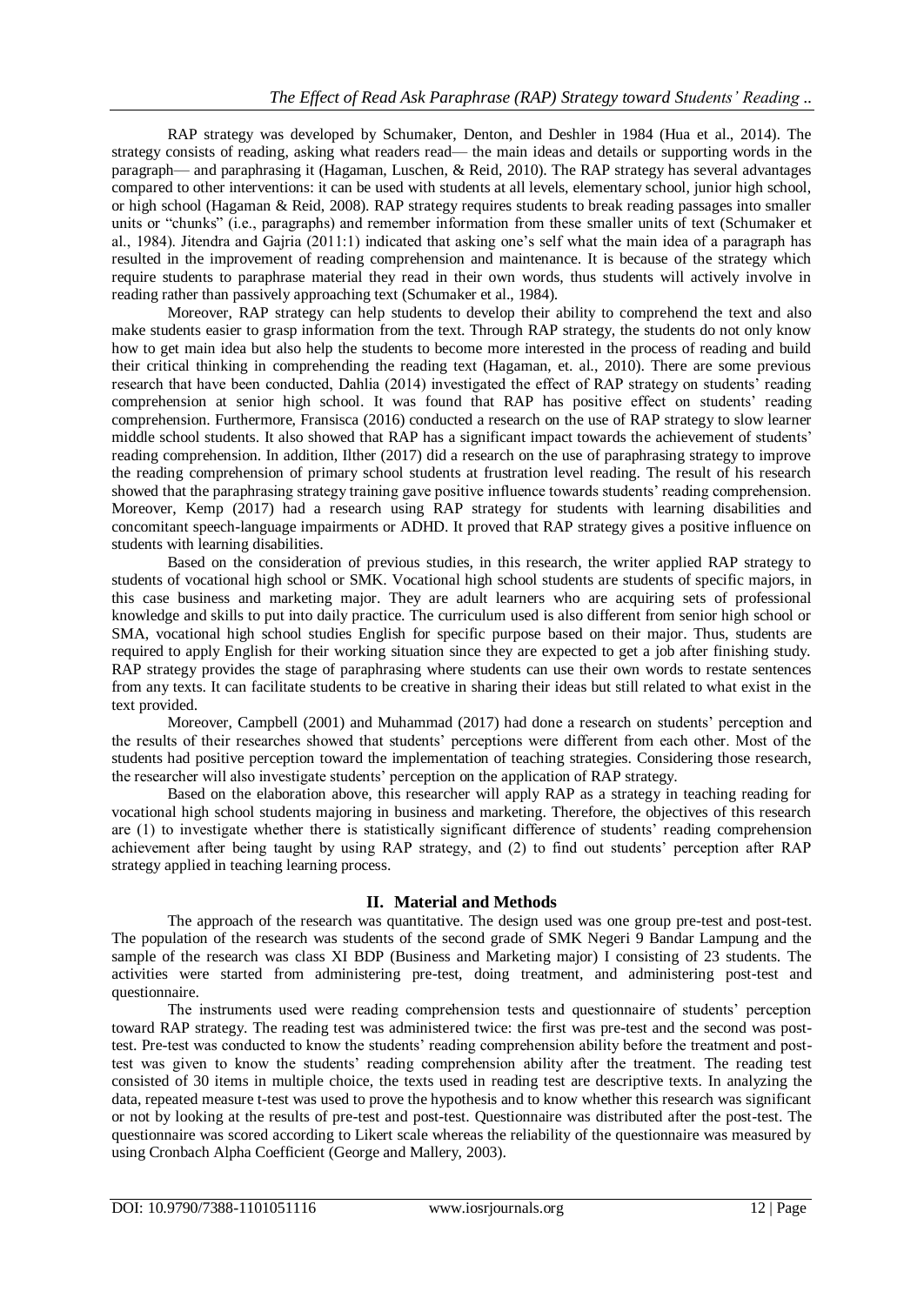RAP strategy was developed by Schumaker, Denton, and Deshler in 1984 (Hua et al., 2014). The strategy consists of reading, asking what readers read— the main ideas and details or supporting words in the paragraph— and paraphrasing it (Hagaman, Luschen, & Reid, 2010). The RAP strategy has several advantages compared to other interventions: it can be used with students at all levels, elementary school, junior high school, or high school (Hagaman & Reid, 2008). RAP strategy requires students to break reading passages into smaller units or "chunks" (i.e., paragraphs) and remember information from these smaller units of text (Schumaker et al., 1984). Jitendra and Gajria (2011:1) indicated that asking one's self what the main idea of a paragraph has resulted in the improvement of reading comprehension and maintenance. It is because of the strategy which require students to paraphrase material they read in their own words, thus students will actively involve in reading rather than passively approaching text (Schumaker et al., 1984).

Moreover, RAP strategy can help students to develop their ability to comprehend the text and also make students easier to grasp information from the text. Through RAP strategy, the students do not only know how to get main idea but also help the students to become more interested in the process of reading and build their critical thinking in comprehending the reading text (Hagaman, et. al., 2010). There are some previous research that have been conducted, Dahlia (2014) investigated the effect of RAP strategy on students' reading comprehension at senior high school. It was found that RAP has positive effect on students' reading comprehension. Furthermore, Fransisca (2016) conducted a research on the use of RAP strategy to slow learner middle school students. It also showed that RAP has a significant impact towards the achievement of students' reading comprehension. In addition, Ilther (2017) did a research on the use of paraphrasing strategy to improve the reading comprehension of primary school students at frustration level reading. The result of his research showed that the paraphrasing strategy training gave positive influence towards students' reading comprehension. Moreover, Kemp (2017) had a research using RAP strategy for students with learning disabilities and concomitant speech-language impairments or ADHD. It proved that RAP strategy gives a positive influence on students with learning disabilities.

Based on the consideration of previous studies, in this research, the writer applied RAP strategy to students of vocational high school or SMK. Vocational high school students are students of specific majors, in this case business and marketing major. They are adult learners who are acquiring sets of professional knowledge and skills to put into daily practice. The curriculum used is also different from senior high school or SMA, vocational high school studies English for specific purpose based on their major. Thus, students are required to apply English for their working situation since they are expected to get a job after finishing study. RAP strategy provides the stage of paraphrasing where students can use their own words to restate sentences from any texts. It can facilitate students to be creative in sharing their ideas but still related to what exist in the text provided.

Moreover, Campbell (2001) and Muhammad (2017) had done a research on students' perception and the results of their researches showed that students' perceptions were different from each other. Most of the students had positive perception toward the implementation of teaching strategies. Considering those research, the researcher will also investigate students' perception on the application of RAP strategy.

Based on the elaboration above, this researcher will apply RAP as a strategy in teaching reading for vocational high school students majoring in business and marketing. Therefore, the objectives of this research are (1) to investigate whether there is statistically significant difference of students' reading comprehension achievement after being taught by using RAP strategy, and (2) to find out students' perception after RAP strategy applied in teaching learning process.

## II. Material and Methods

The approach of the research was quantitative. The design used was one group pre-test and post-test. The population of the research was students of the second grade of SMK Negeri 9 Bandar Lampung and the sample of the research was class XI BDP (Business and Marketing major) I consisting of 23 students. The activities were started from administering pre-test, doing treatment, and administering post-test and questionnaire.

The instruments used were reading comprehension tests and questionnaire of students' perception toward RAP strategy. The reading test was administered twice: the first was pre-test and the second was post-test. Pre-test was conducted to know the students' reading comprehension ability before the treatment and post-test was given to know the students' reading comprehension ability after the treatment. The reading test consisted of 30 items in multiple choice, the texts used in reading test are descriptive texts. In analyzing the data, repeated measure t-test was used to prove the hypothesis and to know whether this research was significant or not by looking at the results of pre-test and post-test. Questionnaire was distributed after the post-test. The questionnaire was scored according to Likert scale whereas the reliability of the questionnaire was measured by using Cronbach Alpha Coefficient (George and Mallery, 2003).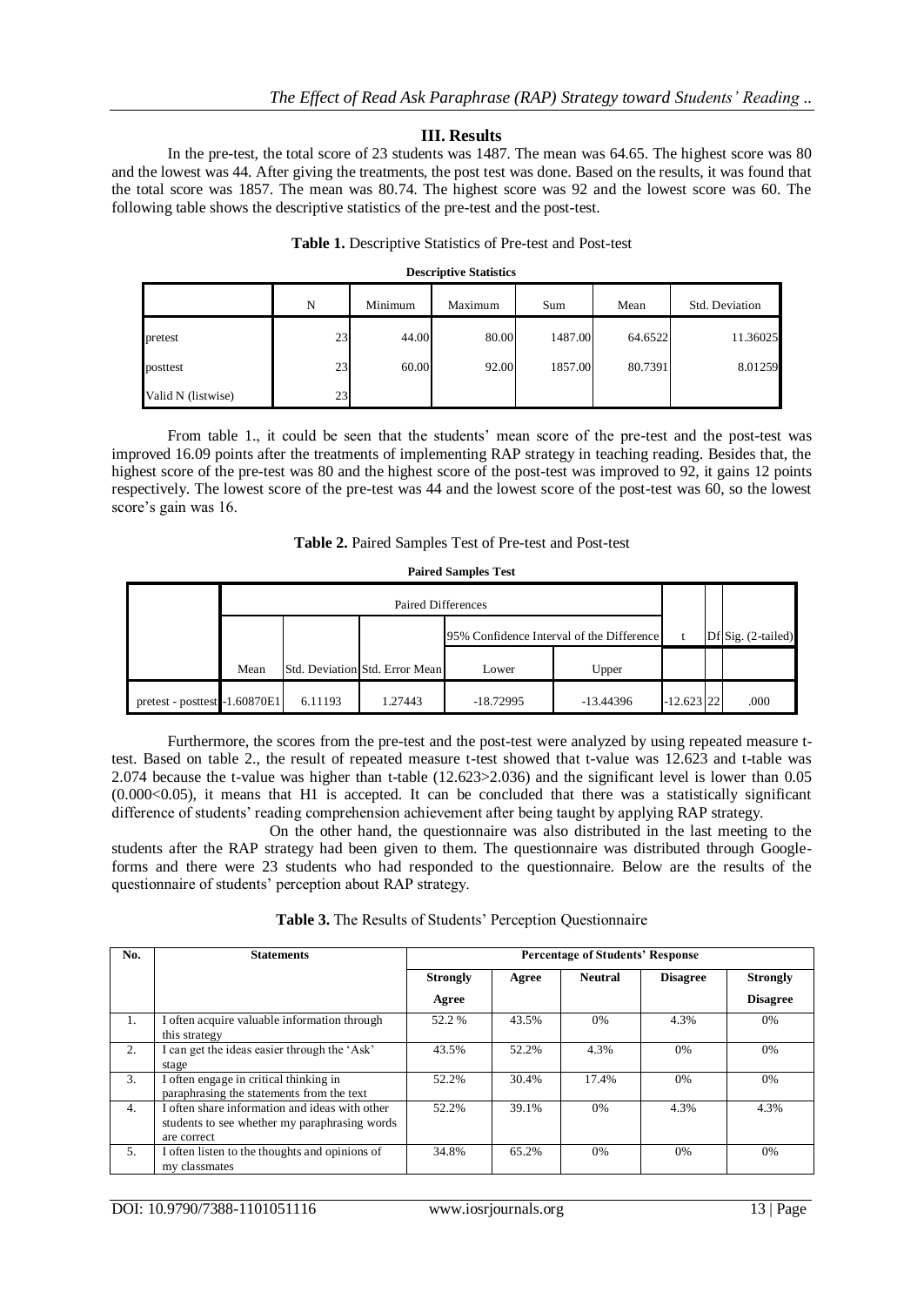## III. Results

In the pre-test, the total score of 23 students was 1487. The mean was 64.65. The highest score was 80 and the lowest was 44. After giving the treatments, the post test was done. Based on the results, it was found that the total score was 1857. The mean was 80.74. The highest score was 92 and the lowest score was 60. The following table shows the descriptive statistics of the pre-test and the post-test.

**Table 1.** Descriptive Statistics of Pre-test and Post-test

**Descriptive Statistics**

| | N | Minimum | Maximum | Sum | Mean | Std. Deviation |
|---|---|---|---|---|---|---|
| pretest | 23 | 44.00 | 80.00 | 1487.00 | 64.6522 | 11.36025 |
| posttest | 23 | 60.00 | 92.00 | 1857.00 | 80.7391 | 8.01259 |
| Valid N (listwise) | 23 | | | | | |

From table 1., it could be seen that the students' mean score of the pre-test and the post-test was improved 16.09 points after the treatments of implementing RAP strategy in teaching reading. Besides that, the highest score of the pre-test was 80 and the highest score of the post-test was improved to 92, it gains 12 points respectively. The lowest score of the pre-test was 44 and the lowest score of the post-test was 60, so the lowest score's gain was 16.

**Table 2.** Paired Samples Test of Pre-test and Post-test

**Paired Samples Test**

| | Paired Differences | | | | | t | Df | Sig. (2-tailed) |
|---|---|---|---|---|---|---|---|---|
| | | | | 95% Confidence Interval of the Difference | | | | |
| | Mean | Std. Deviation | Std. Error Mean | Lower | Upper | | | |
| pretest - posttest | -1.60870E1 | 6.11193 | 1.27443 | -18.72995 | -13.44396 | -12.623 | 22 | .000 |

Furthermore, the scores from the pre-test and the post-test were analyzed by using repeated measure t-test. Based on table 2., the result of repeated measure t-test showed that t-value was 12.623 and t-table was 2.074 because the t-value was higher than t-table (12.623>2.036) and the significant level is lower than 0.05 (0.000<0.05), it means that H1 is accepted. It can be concluded that there was a statistically significant difference of students' reading comprehension achievement after being taught by applying RAP strategy.

On the other hand, the questionnaire was also distributed in the last meeting to the students after the RAP strategy had been given to them. The questionnaire was distributed through Google-forms and there were 23 students who had responded to the questionnaire. Below are the results of the questionnaire of students' perception about RAP strategy.

**Table 3.** The Results of Students' Perception Questionnaire

| No. | Statements | Percentage of Students' Response | | | | |
|---|---|---|---|---|---|---|
| | | Strongly Agree | Agree | Neutral | Disagree | Strongly Disagree |
| 1. | I often acquire valuable information through this strategy | 52.2 % | 43.5% | 0% | 4.3% | 0% |
| 2. | I can get the ideas easier through the 'Ask' stage | 43.5% | 52.2% | 4.3% | 0% | 0% |
| 3. | I often engage in critical thinking in paraphrasing the statements from the text | 52.2% | 30.4% | 17.4% | 0% | 0% |
| 4. | I often share information and ideas with other students to see whether my paraphrasing words are correct | 52.2% | 39.1% | 0% | 4.3% | 4.3% |
| 5. | I often listen to the thoughts and opinions of my classmates | 34.8% | 65.2% | 0% | 0% | 0% |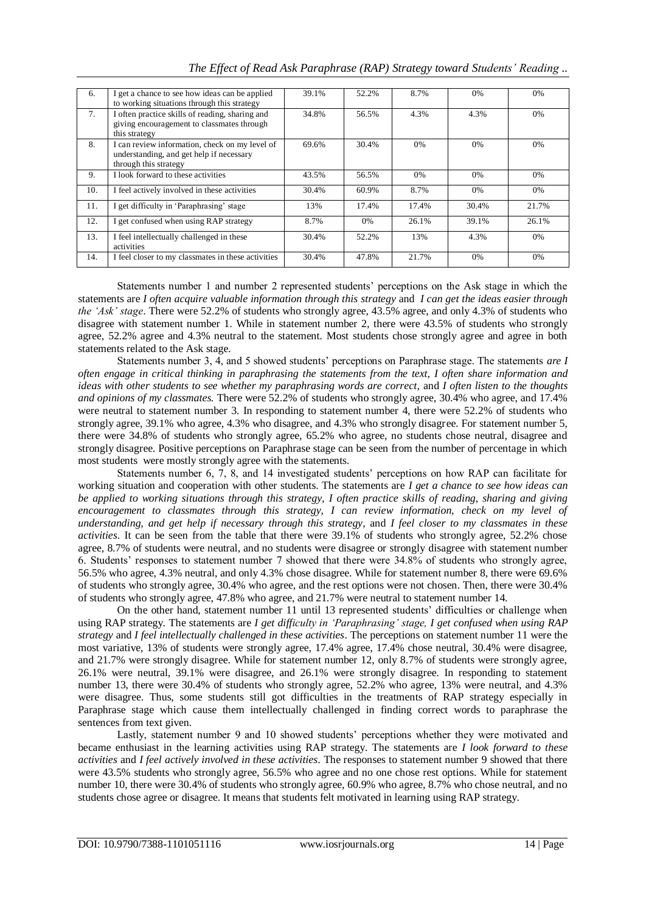| 6. | I get a chance to see how ideas can be applied to working situations through this strategy | 39.1% | 52.2% | 8.7% | 0% | 0% |
|---|---|---|---|---|---|---|
| 7. | I often practice skills of reading, sharing and giving encouragement to classmates through this strategy | 34.8% | 56.5% | 4.3% | 4.3% | 0% |
| 8. | I can review information, check on my level of understanding, and get help if necessary through this strategy | 69.6% | 30.4% | 0% | 0% | 0% |
| 9. | I look forward to these activities | 43.5% | 56.5% | 0% | 0% | 0% |
| 10. | I feel actively involved in these activities | 30.4% | 60.9% | 8.7% | 0% | 0% |
| 11. | I get difficulty in 'Paraphrasing' stage | 13% | 17.4% | 17.4% | 30.4% | 21.7% |
| 12. | I get confused when using RAP strategy | 8.7% | 0% | 26.1% | 39.1% | 26.1% |
| 13. | I feel intellectually challenged in these activities | 30.4% | 52.2% | 13% | 4.3% | 0% |
| 14. | I feel closer to my classmates in these activities | 30.4% | 47.8% | 21.7% | 0% | 0% |

Statements number 1 and number 2 represented students' perceptions on the Ask stage in which the statements are *I often acquire valuable information through this strategy* and *I can get the ideas easier through the 'Ask' stage*. There were 52.2% of students who strongly agree, 43.5% agree, and only 4.3% of students who disagree with statement number 1. While in statement number 2, there were 43.5% of students who strongly agree, 52.2% agree and 4.3% neutral to the statement. Most students chose strongly agree and agree in both statements related to the Ask stage.

Statements number 3, 4, and 5 showed students' perceptions on Paraphrase stage. The statements *are I often engage in critical thinking in paraphrasing the statements from the text, I often share information and ideas with other students to see whether my paraphrasing words are correct,* and *I often listen to the thoughts and opinions of my classmates.* There were 52.2% of students who strongly agree, 30.4% who agree, and 17.4% were neutral to statement number 3. In responding to statement number 4, there were 52.2% of students who strongly agree, 39.1% who agree, 4.3% who disagree, and 4.3% who strongly disagree. For statement number 5, there were 34.8% of students who strongly agree, 65.2% who agree, no students chose neutral, disagree and strongly disagree. Positive perceptions on Paraphrase stage can be seen from the number of percentage in which most students were mostly strongly agree with the statements.

Statements number 6, 7, 8, and 14 investigated students' perceptions on how RAP can facilitate for working situation and cooperation with other students. The statements are *I get a chance to see how ideas can be applied to working situations through this strategy, I often practice skills of reading, sharing and giving encouragement to classmates through this strategy, I can review information, check on my level of understanding, and get help if necessary through this strategy,* and *I feel closer to my classmates in these activities*. It can be seen from the table that there were 39.1% of students who strongly agree, 52.2% chose agree, 8.7% of students were neutral, and no students were disagree or strongly disagree with statement number 6. Students' responses to statement number 7 showed that there were 34.8% of students who strongly agree, 56.5% who agree, 4.3% neutral, and only 4.3% chose disagree. While for statement number 8, there were 69.6% of students who strongly agree, 30.4% who agree, and the rest options were not chosen. Then, there were 30.4% of students who strongly agree, 47.8% who agree, and 21.7% were neutral to statement number 14.

On the other hand, statement number 11 until 13 represented students' difficulties or challenge when using RAP strategy. The statements are *I get difficulty in 'Paraphrasing' stage, I get confused when using RAP strategy* and *I feel intellectually challenged in these activities*. The perceptions on statement number 11 were the most variative, 13% of students were strongly agree, 17.4% agree, 17.4% chose neutral, 30.4% were disagree, and 21.7% were strongly disagree. While for statement number 12, only 8.7% of students were strongly agree, 26.1% were neutral, 39.1% were disagree, and 26.1% were strongly disagree. In responding to statement number 13, there were 30.4% of students who strongly agree, 52.2% who agree, 13% were neutral, and 4.3% were disagree. Thus, some students still got difficulties in the treatments of RAP strategy especially in Paraphrase stage which cause them intellectually challenged in finding correct words to paraphrase the sentences from text given.

Lastly, statement number 9 and 10 showed students' perceptions whether they were motivated and became enthusiast in the learning activities using RAP strategy. The statements are *I look forward to these activities* and *I feel actively involved in these activities*. The responses to statement number 9 showed that there were 43.5% students who strongly agree, 56.5% who agree and no one chose rest options. While for statement number 10, there were 30.4% of students who strongly agree, 60.9% who agree, 8.7% who chose neutral, and no students chose agree or disagree. It means that students felt motivated in learning using RAP strategy.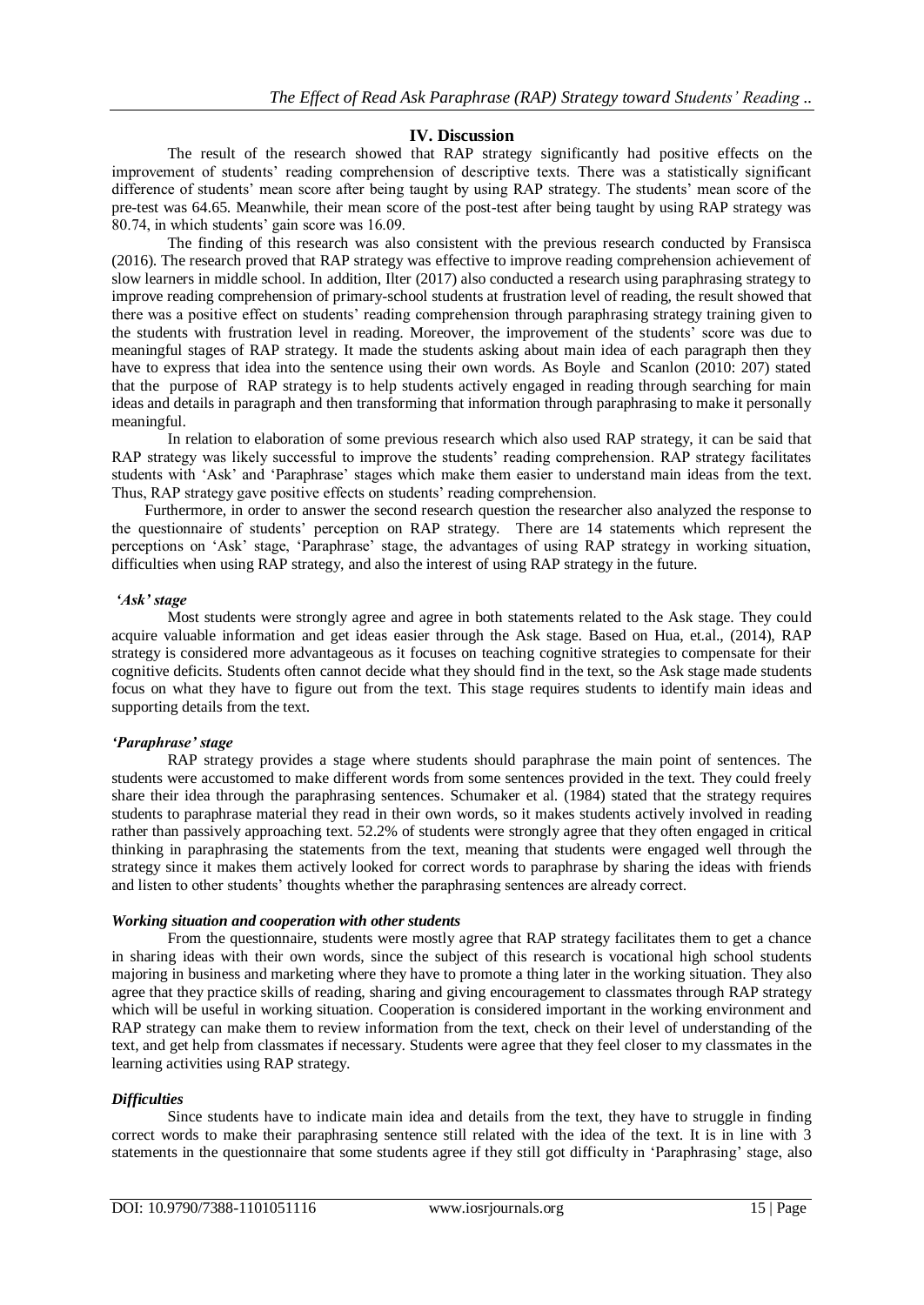## IV. Discussion

The result of the research showed that RAP strategy significantly had positive effects on the improvement of students' reading comprehension of descriptive texts. There was a statistically significant difference of students' mean score after being taught by using RAP strategy. The students' mean score of the pre-test was 64.65. Meanwhile, their mean score of the post-test after being taught by using RAP strategy was 80.74, in which students' gain score was 16.09.

The finding of this research was also consistent with the previous research conducted by Fransisca (2016). The research proved that RAP strategy was effective to improve reading comprehension achievement of slow learners in middle school. In addition, Ilter (2017) also conducted a research using paraphrasing strategy to improve reading comprehension of primary-school students at frustration level of reading, the result showed that there was a positive effect on students' reading comprehension through paraphrasing strategy training given to the students with frustration level in reading. Moreover, the improvement of the students' score was due to meaningful stages of RAP strategy. It made the students asking about main idea of each paragraph then they have to express that idea into the sentence using their own words. As Boyle and Scanlon (2010: 207) stated that the purpose of RAP strategy is to help students actively engaged in reading through searching for main ideas and details in paragraph and then transforming that information through paraphrasing to make it personally meaningful.

In relation to elaboration of some previous research which also used RAP strategy, it can be said that RAP strategy was likely successful to improve the students' reading comprehension. RAP strategy facilitates students with 'Ask' and 'Paraphrase' stages which make them easier to understand main ideas from the text. Thus, RAP strategy gave positive effects on students' reading comprehension.

Furthermore, in order to answer the second research question the researcher also analyzed the response to the questionnaire of students' perception on RAP strategy. There are 14 statements which represent the perceptions on 'Ask' stage, 'Paraphrase' stage, the advantages of using RAP strategy in working situation, difficulties when using RAP strategy, and also the interest of using RAP strategy in the future.

### *'Ask' stage*

Most students were strongly agree and agree in both statements related to the Ask stage. They could acquire valuable information and get ideas easier through the Ask stage. Based on Hua, et.al., (2014), RAP strategy is considered more advantageous as it focuses on teaching cognitive strategies to compensate for their cognitive deficits. Students often cannot decide what they should find in the text, so the Ask stage made students focus on what they have to figure out from the text. This stage requires students to identify main ideas and supporting details from the text.

### *'Paraphrase' stage*

RAP strategy provides a stage where students should paraphrase the main point of sentences. The students were accustomed to make different words from some sentences provided in the text. They could freely share their idea through the paraphrasing sentences. Schumaker et al. (1984) stated that the strategy requires students to paraphrase material they read in their own words, so it makes students actively involved in reading rather than passively approaching text. 52.2% of students were strongly agree that they often engaged in critical thinking in paraphrasing the statements from the text, meaning that students were engaged well through the strategy since it makes them actively looked for correct words to paraphrase by sharing the ideas with friends and listen to other students' thoughts whether the paraphrasing sentences are already correct.

### *Working situation and cooperation with other students*

From the questionnaire, students were mostly agree that RAP strategy facilitates them to get a chance in sharing ideas with their own words, since the subject of this research is vocational high school students majoring in business and marketing where they have to promote a thing later in the working situation. They also agree that they practice skills of reading, sharing and giving encouragement to classmates through RAP strategy which will be useful in working situation. Cooperation is considered important in the working environment and RAP strategy can make them to review information from the text, check on their level of understanding of the text, and get help from classmates if necessary. Students were agree that they feel closer to my classmates in the learning activities using RAP strategy.

### *Difficulties*

Since students have to indicate main idea and details from the text, they have to struggle in finding correct words to make their paraphrasing sentence still related with the idea of the text. It is in line with 3 statements in the questionnaire that some students agree if they still got difficulty in 'Paraphrasing' stage, also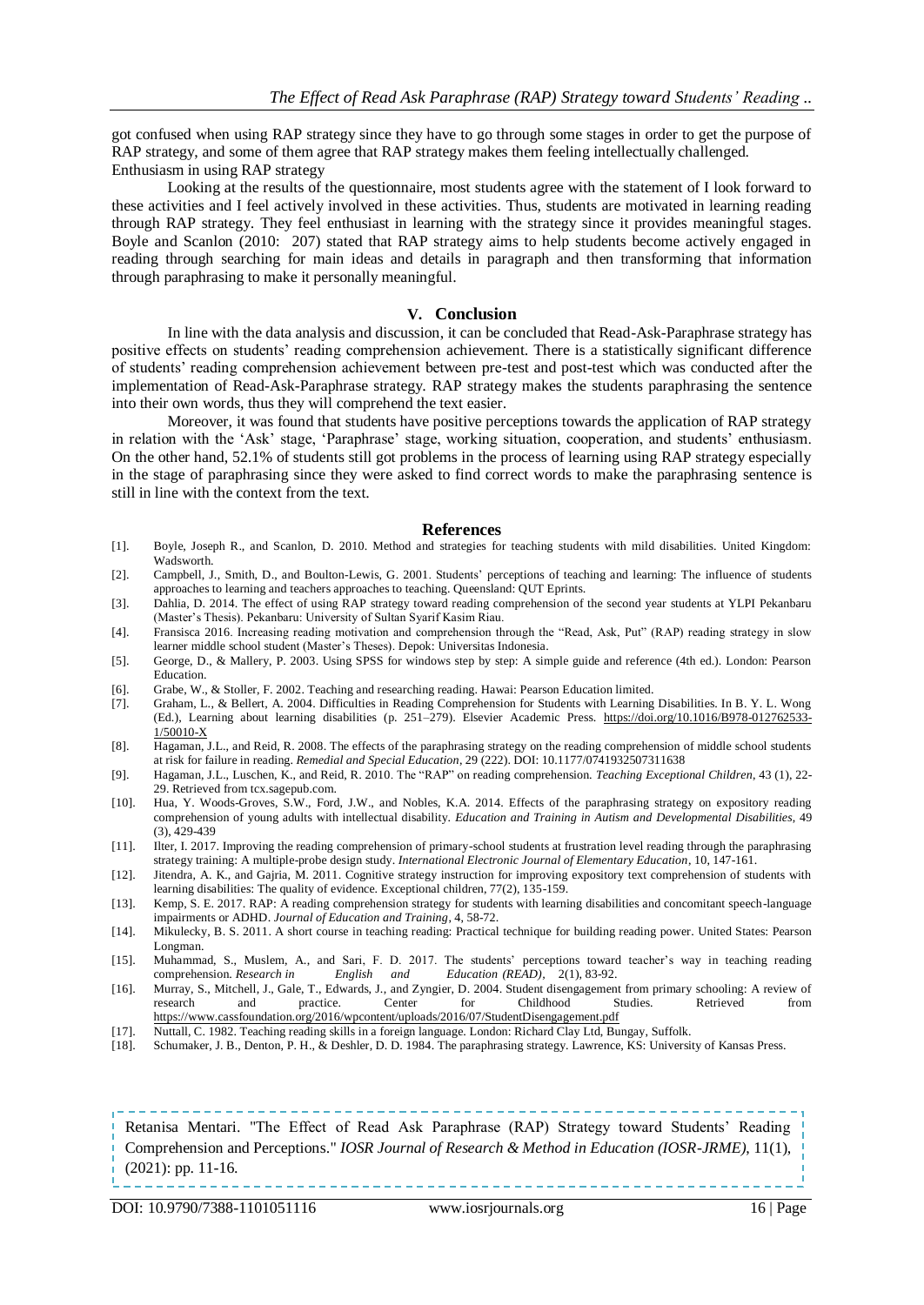got confused when using RAP strategy since they have to go through some stages in order to get the purpose of RAP strategy, and some of them agree that RAP strategy makes them feeling intellectually challenged.

Enthusiasm in using RAP strategy

Looking at the results of the questionnaire, most students agree with the statement of I look forward to these activities and I feel actively involved in these activities. Thus, students are motivated in learning reading through RAP strategy. They feel enthusiast in learning with the strategy since it provides meaningful stages. Boyle and Scanlon (2010: 207) stated that RAP strategy aims to help students become actively engaged in reading through searching for main ideas and details in paragraph and then transforming that information through paraphrasing to make it personally meaningful.

## V. Conclusion

In line with the data analysis and discussion, it can be concluded that Read-Ask-Paraphrase strategy has positive effects on students' reading comprehension achievement. There is a statistically significant difference of students' reading comprehension achievement between pre-test and post-test which was conducted after the implementation of Read-Ask-Paraphrase strategy. RAP strategy makes the students paraphrasing the sentence into their own words, thus they will comprehend the text easier.

Moreover, it was found that students have positive perceptions towards the application of RAP strategy in relation with the 'Ask' stage, 'Paraphrase' stage, working situation, cooperation, and students' enthusiasm. On the other hand, 52.1% of students still got problems in the process of learning using RAP strategy especially in the stage of paraphrasing since they were asked to find correct words to make the paraphrasing sentence is still in line with the context from the text.

## References

[1]. Boyle, Joseph R., and Scanlon, D. 2010. Method and strategies for teaching students with mild disabilities. United Kingdom: Wadsworth.

[2]. Campbell, J., Smith, D., and Boulton-Lewis, G. 2001. Students' perceptions of teaching and learning: The influence of students approaches to learning and teachers approaches to teaching. Queensland: QUT Eprints.

[3]. Dahlia, D. 2014. The effect of using RAP strategy toward reading comprehension of the second year students at YLPI Pekanbaru (Master's Thesis). Pekanbaru: University of Sultan Syarif Kasim Riau.

[4]. Fransisca 2016. Increasing reading motivation and comprehension through the "Read, Ask, Put" (RAP) reading strategy in slow learner middle school student (Master's Theses). Depok: Universitas Indonesia.

[5]. George, D., & Mallery, P. 2003. Using SPSS for windows step by step: A simple guide and reference (4th ed.). London: Pearson Education.

[6]. Grabe, W., & Stoller, F. 2002. Teaching and researching reading. Hawai: Pearson Education limited.

[7]. Graham, L., & Bellert, A. 2004. Difficulties in Reading Comprehension for Students with Learning Disabilities. In B. Y. L. Wong (Ed.), Learning about learning disabilities (p. 251–279). Elsevier Academic Press. https://doi.org/10.1016/B978-012762533-1/50010-X

[8]. Hagaman, J.L., and Reid, R. 2008. The effects of the paraphrasing strategy on the reading comprehension of middle school students at risk for failure in reading. *Remedial and Special Education*, 29 (222). DOI: 10.1177/0741932507311638

[9]. Hagaman, J.L., Luschen, K., and Reid, R. 2010. The "RAP" on reading comprehension. *Teaching Exceptional Children*, 43 (1), 22-29. Retrieved from tcx.sagepub.com.

[10]. Hua, Y. Woods-Groves, S.W., Ford, J.W., and Nobles, K.A. 2014. Effects of the paraphrasing strategy on expository reading comprehension of young adults with intellectual disability. *Education and Training in Autism and Developmental Disabilities*, 49 (3), 429-439

[11]. Ilter, I. 2017. Improving the reading comprehension of primary-school students at frustration level reading through the paraphrasing strategy training: A multiple-probe design study. *International Electronic Journal of Elementary Education*, 10, 147-161.

[12]. Jitendra, A. K., and Gajria, M. 2011. Cognitive strategy instruction for improving expository text comprehension of students with learning disabilities: The quality of evidence. Exceptional children, 77(2), 135-159.

[13]. Kemp, S. E. 2017. RAP: A reading comprehension strategy for students with learning disabilities and concomitant speech-language impairments or ADHD. *Journal of Education and Training*, 4, 58-72.

[14]. Mikulecky, B. S. 2011. A short course in teaching reading: Practical technique for building reading power. United States: Pearson Longman.

[15]. Muhammad, S., Muslem, A., and Sari, F. D. 2017. The students' perceptions toward teacher's way in teaching reading comprehension. *Research in English and Education (READ)*, 2(1), 83-92.

[16]. Murray, S., Mitchell, J., Gale, T., Edwards, J., and Zyngier, D. 2004. Student disengagement from primary schooling: A review of research and practice. Center for Childhood Studies. Retrieved from https://www.cassfoundation.org/2016/wpcontent/uploads/2016/07/StudentDisengagement.pdf

[17]. Nuttall, C. 1982. Teaching reading skills in a foreign language. London: Richard Clay Ltd, Bungay, Suffolk.

[18]. Schumaker, J. B., Denton, P. H., & Deshler, D. D. 1984. The paraphrasing strategy. Lawrence, KS: University of Kansas Press.

Retanisa Mentari. "The Effect of Read Ask Paraphrase (RAP) Strategy toward Students' Reading Comprehension and Perceptions." *IOSR Journal of Research & Method in Education (IOSR-JRME)*, 11(1), (2021): pp. 11-16.